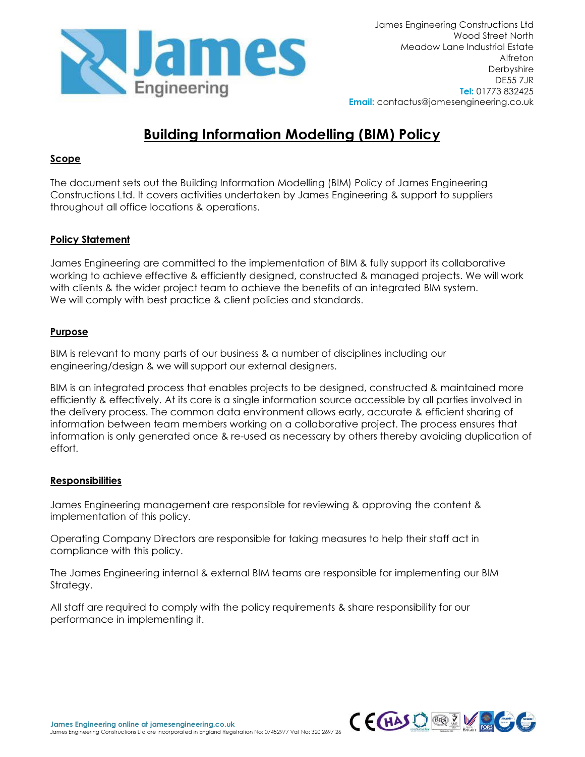James Engineering Constructions Ltd
Wood Street North
Meadow Lane Industrial Estate
Alfreton
Derbyshire
DE55 7JR
**Tel:** 01773 832425
**Email:** contactus@jamesengineering.co.uk

# Building Information Modelling (BIM) Policy

## Scope

The document sets out the Building Information Modelling (BIM) Policy of James Engineering Constructions Ltd. It covers activities undertaken by James Engineering & support to suppliers throughout all office locations & operations.

## Policy Statement

James Engineering are committed to the implementation of BIM & fully support its collaborative working to achieve effective & efficiently designed, constructed & managed projects. We will work with clients & the wider project team to achieve the benefits of an integrated BIM system.
We will comply with best practice & client policies and standards.

## Purpose

BIM is relevant to many parts of our business & a number of disciplines including our engineering/design & we will support our external designers.

BIM is an integrated process that enables projects to be designed, constructed & maintained more efficiently & effectively. At its core is a single information source accessible by all parties involved in the delivery process. The common data environment allows early, accurate & efficient sharing of information between team members working on a collaborative project. The process ensures that information is only generated once & re-used as necessary by others thereby avoiding duplication of effort.

## Responsibilities

James Engineering management are responsible for reviewing & approving the content & implementation of this policy.

Operating Company Directors are responsible for taking measures to help their staff act in compliance with this policy.

The James Engineering internal & external BIM teams are responsible for implementing our BIM Strategy.

All staff are required to comply with the policy requirements & share responsibility for our performance in implementing it.

James Engineering online at jamesengineering.co.uk
James Engineering Constructions Ltd are incorporated in England Registration No: 07452977 Vat No: 320 2697 26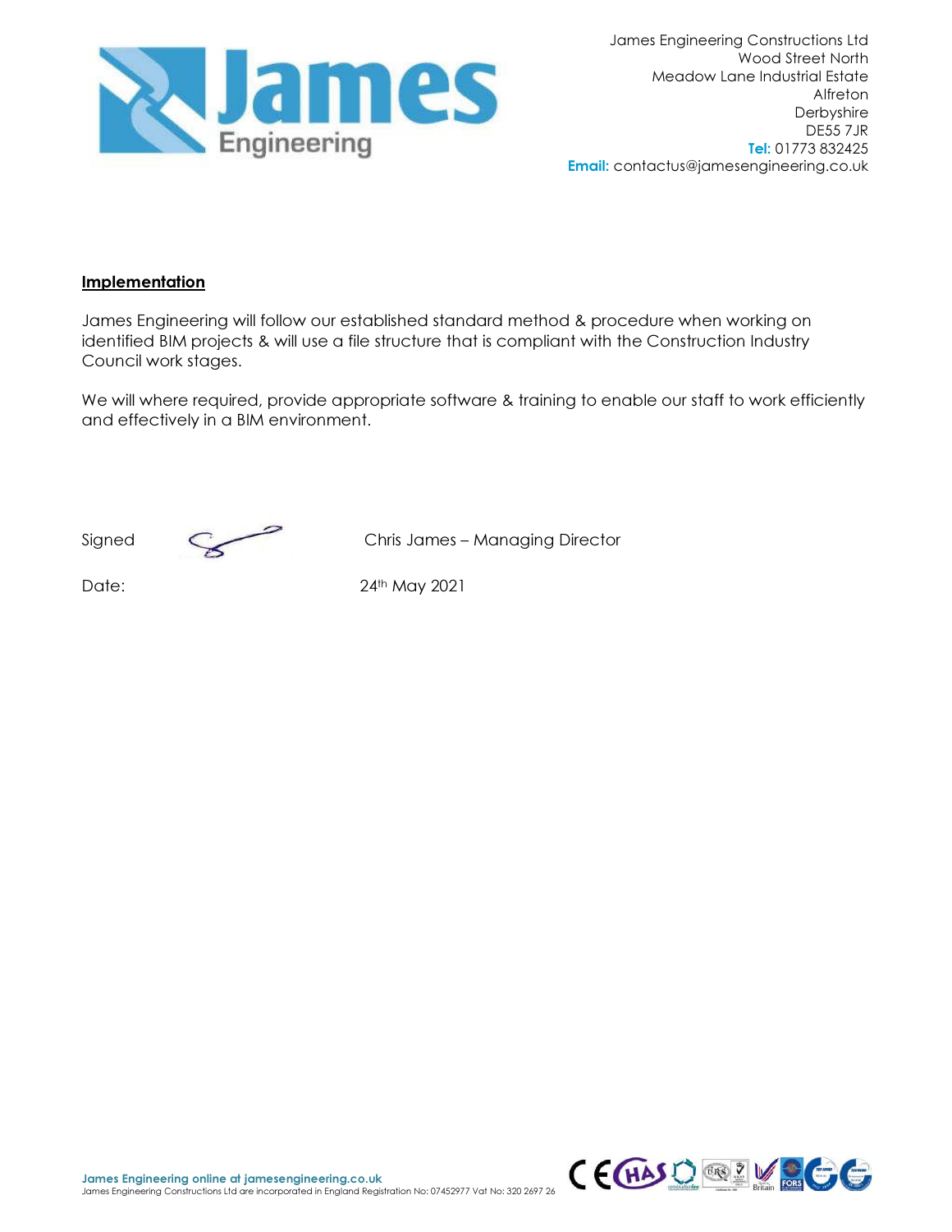James Engineering Constructions Ltd
Wood Street North
Meadow Lane Industrial Estate
Alfreton
Derbyshire
DE55 7JR
**Tel:** 01773 832425
**Email:** contactus@jamesengineering.co.uk

**Implementation**

James Engineering will follow our established standard method & procedure when working on identified BIM projects & will use a file structure that is compliant with the Construction Industry Council work stages.

We will where required, provide appropriate software & training to enable our staff to work efficiently and effectively in a BIM environment.

Signed Chris James – Managing Director

Date: 24th May 2021

**James Engineering online at jamesengineering.co.uk**
James Engineering Constructions Ltd are incorporated in England Registration No: 07452977 Vat No: 320 2697 26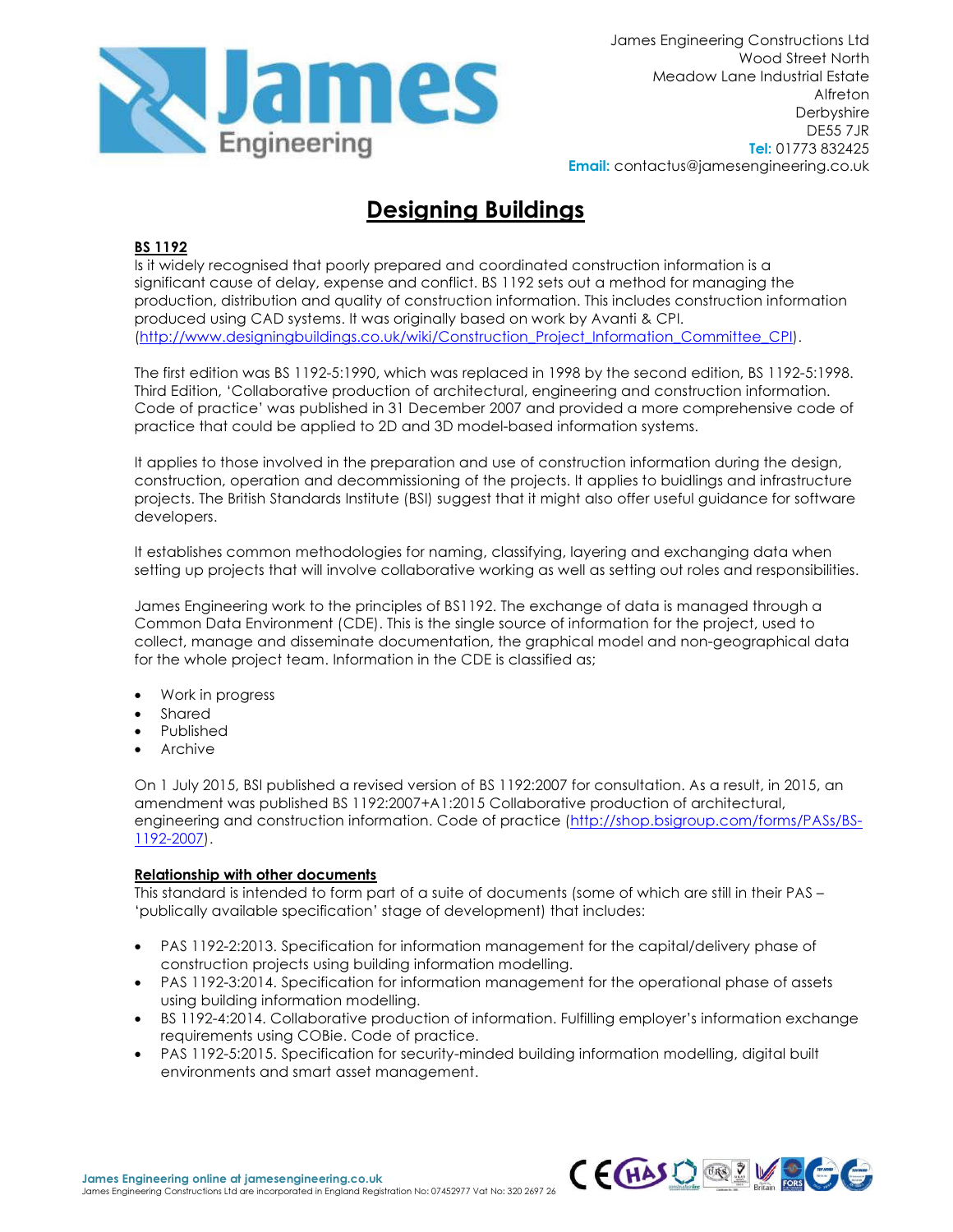James Engineering Constructions Ltd
Wood Street North
Meadow Lane Industrial Estate
Alfreton
Derbyshire
DE55 7JR
**Tel:** 01773 832425
**Email:** contactus@jamesengineering.co.uk

# Designing Buildings

## BS 1192

Is it widely recognised that poorly prepared and coordinated construction information is a significant cause of delay, expense and conflict. BS 1192 sets out a method for managing the production, distribution and quality of construction information. This includes construction information produced using CAD systems. It was originally based on work by Avanti & CPI. ([http://www.designingbuildings.co.uk/wiki/Construction_Project_Information_Committee_CPI](http://www.designingbuildings.co.uk/wiki/Construction_Project_Information_Committee_CPI)).

The first edition was BS 1192-5:1990, which was replaced in 1998 by the second edition, BS 1192-5:1998. Third Edition, 'Collaborative production of architectural, engineering and construction information. Code of practice' was published in 31 December 2007 and provided a more comprehensive code of practice that could be applied to 2D and 3D model-based information systems.

It applies to those involved in the preparation and use of construction information during the design, construction, operation and decommissioning of the projects. It applies to buidlings and infrastructure projects. The British Standards Institute (BSI) suggest that it might also offer useful guidance for software developers.

It establishes common methodologies for naming, classifying, layering and exchanging data when setting up projects that will involve collaborative working as well as setting out roles and responsibilities.

James Engineering work to the principles of BS1192. The exchange of data is managed through a Common Data Environment (CDE). This is the single source of information for the project, used to collect, manage and disseminate documentation, the graphical model and non-geographical data for the whole project team. Information in the CDE is classified as;

- Work in progress
- Shared
- Published
- Archive

On 1 July 2015, BSI published a revised version of BS 1192:2007 for consultation. As a result, in 2015, an amendment was published BS 1192:2007+A1:2015 Collaborative production of architectural, engineering and construction information. Code of practice ([http://shop.bsigroup.com/forms/PASs/BS-1192-2007](http://shop.bsigroup.com/forms/PASs/BS-1192-2007)).

## Relationship with other documents

This standard is intended to form part of a suite of documents (some of which are still in their PAS – 'publically available specification' stage of development) that includes:

- PAS 1192-2:2013. Specification for information management for the capital/delivery phase of construction projects using building information modelling.
- PAS 1192-3:2014. Specification for information management for the operational phase of assets using building information modelling.
- BS 1192-4:2014. Collaborative production of information. Fulfilling employer's information exchange requirements using COBie. Code of practice.
- PAS 1192-5:2015. Specification for security-minded building information modelling, digital built environments and smart asset management.

**James Engineering online at jamesengineering.co.uk**
James Engineering Constructions Ltd are incorporated in England Registration No: 07452977 Vat No: 320 2697 26